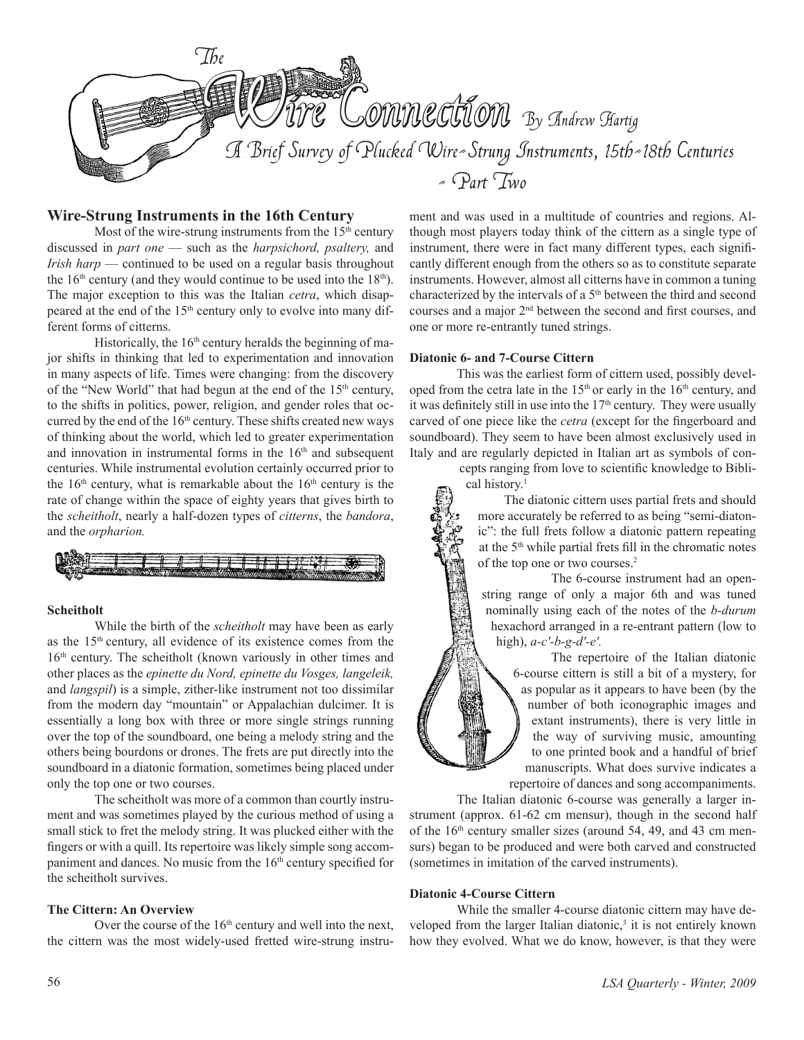# The Wire Connection

By Andrew Hartig

## A Brief Survey of Plucked Wire-Strung Instruments, 15th-18th Centuries - Part Two

### Wire-Strung Instruments in the 16th Century

Most of the wire-strung instruments from the 15th century discussed in *part one* — such as the *harpsichord, psaltery,* and *Irish harp* — continued to be used on a regular basis throughout the 16th century (and they would continue to be used into the 18th). The major exception to this was the Italian *cetra*, which disappeared at the end of the 15th century only to evolve into many different forms of citterns.

Historically, the 16th century heralds the beginning of major shifts in thinking that led to experimentation and innovation in many aspects of life. Times were changing: from the discovery of the "New World" that had begun at the end of the 15th century, to the shifts in politics, power, religion, and gender roles that occurred by the end of the 16th century. These shifts created new ways of thinking about the world, which led to greater experimentation and innovation in instrumental forms in the 16th and subsequent centuries. While instrumental evolution certainly occurred prior to the 16th century, what is remarkable about the 16th century is the rate of change within the space of eighty years that gives birth to the *scheitholt*, nearly a half-dozen types of *citterns*, the *bandora*, and the *orpharion.*

#### Scheitholt

While the birth of the *scheitholt* may have been as early as the 15th century, all evidence of its existence comes from the 16th century. The scheitholt (known variously in other times and other places as the *epinette du Nord, epinette du Vosges, langeleik,* and *langspil*) is a simple, zither-like instrument not too dissimilar from the modern day "mountain" or Appalachian dulcimer. It is essentially a long box with three or more single strings running over the top of the soundboard, one being a melody string and the others being bourdons or drones. The frets are put directly into the soundboard in a diatonic formation, sometimes being placed under only the top one or two courses.

The scheitholt was more of a common than courtly instrument and was sometimes played by the curious method of using a small stick to fret the melody string. It was plucked either with the fingers or with a quill. Its repertoire was likely simple song accompaniment and dances. No music from the 16th century specified for the scheitholt survives.

#### The Cittern: An Overview

Over the course of the 16th century and well into the next, the cittern was the most widely-used fretted wire-strung instrument and was used in a multitude of countries and regions. Although most players today think of the cittern as a single type of instrument, there were in fact many different types, each significantly different enough from the others so as to constitute separate instruments. However, almost all citterns have in common a tuning characterized by the intervals of a 5th between the third and second courses and a major 2nd between the second and first courses, and one or more re-entrantly tuned strings.

#### Diatonic 6- and 7-Course Cittern

This was the earliest form of cittern used, possibly developed from the cetra late in the 15th or early in the 16th century, and it was definitely still in use into the 17th century. They were usually carved of one piece like the *cetra* (except for the fingerboard and soundboard). They seem to have been almost exclusively used in Italy and are regularly depicted in Italian art as symbols of concepts ranging from love to scientific knowledge to Biblical history.[1]

The diatonic cittern uses partial frets and should more accurately be referred to as being "semi-diatonic": the full frets follow a diatonic pattern repeating at the 5th while partial frets fill in the chromatic notes of the top one or two courses.[2]

The 6-course instrument had an open-string range of only a major 6th and was tuned nominally using each of the notes of the *b-durum* hexachord arranged in a re-entrant pattern (low to high), *a-c'-b-g-d'-e'.*

The repertoire of the Italian diatonic 6-course cittern is still a bit of a mystery, for as popular as it appears to have been (by the number of both iconographic images and extant instruments), there is very little in the way of surviving music, amounting to one printed book and a handful of brief manuscripts. What does survive indicates a repertoire of dances and song accompaniments.

The Italian diatonic 6-course was generally a larger instrument (approx. 61-62 cm mensur), though in the second half of the 16th century smaller sizes (around 54, 49, and 43 cm mensurs) began to be produced and were both carved and constructed (sometimes in imitation of the carved instruments).

#### Diatonic 4-Course Cittern

While the smaller 4-course diatonic cittern may have developed from the larger Italian diatonic,[3] it is not entirely known how they evolved. What we do know, however, is that they were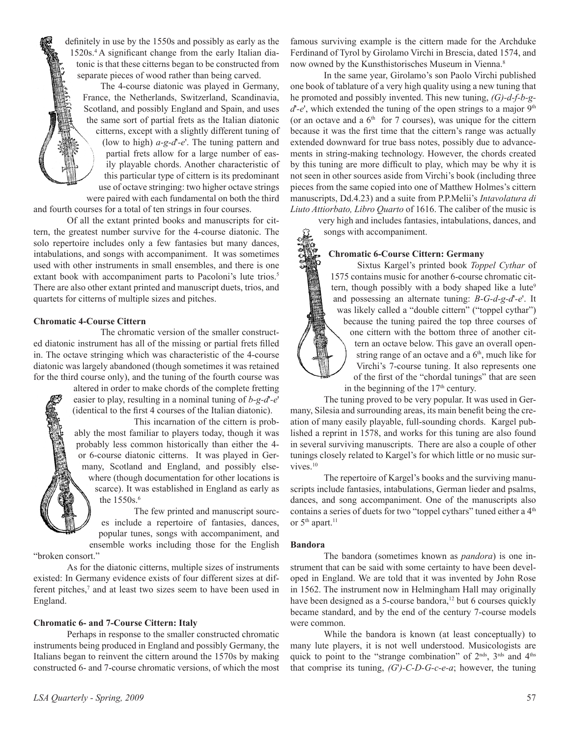definitely in use by the 1550s and possibly as early as the 1520s.[4] A significant change from the early Italian diatonic is that these citterns began to be constructed from separate pieces of wood rather than being carved.

The 4-course diatonic was played in Germany, France, the Netherlands, Switzerland, Scandinavia, Scotland, and possibly England and Spain, and uses the same sort of partial frets as the Italian diatonic citterns, except with a slightly different tuning of (low to high) *a-g-d'-e'*. The tuning pattern and partial frets allow for a large number of easily playable chords. Another characteristic of this particular type of cittern is its predominant use of octave stringing: two higher octave strings were paired with each fundamental on both the third and fourth courses for a total of ten strings in four courses.

Of all the extant printed books and manuscripts for cittern, the greatest number survive for the 4-course diatonic. The solo repertoire includes only a few fantasies but many dances, intabulations, and songs with accompaniment. It was sometimes used with other instruments in small ensembles, and there is one extant book with accompaniment parts to Pacoloni's lute trios.[5] There are also other extant printed and manuscript duets, trios, and quartets for citterns of multiple sizes and pitches.

**Chromatic 4-Course Cittern**

The chromatic version of the smaller constructed diatonic instrument has all of the missing or partial frets filled in. The octave stringing which was characteristic of the 4-course diatonic was largely abandoned (though sometimes it was retained for the third course only), and the tuning of the fourth course was altered in order to make chords of the complete fretting easier to play, resulting in a nominal tuning of *b-g-d'-e'* (identical to the first 4 courses of the Italian diatonic).

This incarnation of the cittern is probably the most familiar to players today, though it was probably less common historically than either the 4- or 6-course diatonic citterns. It was played in Germany, Scotland and England, and possibly elsewhere (though documentation for other locations is scarce). It was established in England as early as the 1550s.[6]

The few printed and manuscript sources include a repertoire of fantasies, dances, popular tunes, songs with accompaniment, and ensemble works including those for the English "broken consort."

As for the diatonic citterns, multiple sizes of instruments existed: In Germany evidence exists of four different sizes at different pitches,[7] and at least two sizes seem to have been used in England.

**Chromatic 6- and 7-Course Cittern: Italy**

Perhaps in response to the smaller constructed chromatic instruments being produced in England and possibly Germany, the Italians began to reinvent the cittern around the 1570s by making constructed 6- and 7-course chromatic versions, of which the most famous surviving example is the cittern made for the Archduke Ferdinand of Tyrol by Girolamo Virchi in Brescia, dated 1574, and now owned by the Kunsthistorisches Museum in Vienna.[8]

In the same year, Girolamo's son Paolo Virchi published one book of tablature of a very high quality using a new tuning that he promoted and possibly invented. This new tuning, *(G)-d-f-b-g-d'-e'*, which extended the tuning of the open strings to a major 9th (or an octave and a 6th for 7 courses), was unique for the cittern because it was the first time that the cittern's range was actually extended downward for true bass notes, possibly due to advancements in string-making technology. However, the chords created by this tuning are more difficult to play, which may be why it is not seen in other sources aside from Virchi's book (including three pieces from the same copied into one of Matthew Holmes's cittern manuscripts, Dd.4.23) and a suite from P.P.Melii's *Intavolatura di Liuto Attiorbato, Libro Quarto* of 1616. The caliber of the music is very high and includes fantasies, intabulations, dances, and songs with accompaniment.

**Chromatic 6-Course Cittern: Germany**

Sixtus Kargel's printed book *Toppel Cythar* of 1575 contains music for another 6-course chromatic cittern, though possibly with a body shaped like a lute[9] and possessing an alternate tuning: *B-G-d-g-d'-e'*. It was likely called a "double cittern" ("toppel cythar") because the tuning paired the top three courses of one cittern with the bottom three of another cittern an octave below. This gave an overall open-string range of an octave and a 6th, much like for Virchi's 7-course tuning. It also represents one of the first of the "chordal tunings" that are seen in the beginning of the 17th century.

The tuning proved to be very popular. It was used in Germany, Silesia and surrounding areas, its main benefit being the creation of many easily playable, full-sounding chords. Kargel published a reprint in 1578, and works for this tuning are also found in several surviving manuscripts. There are also a couple of other tunings closely related to Kargel's for which little or no music survives.[10]

The repertoire of Kargel's books and the surviving manuscripts include fantasies, intabulations, German lieder and psalms, dances, and song accompaniment. One of the manuscripts also contains a series of duets for two "toppel cythars" tuned either a 4th or 5th apart.[11]

**Bandora**

The bandora (sometimes known as *pandora*) is one instrument that can be said with some certainty to have been developed in England. We are told that it was invented by John Rose in 1562. The instrument now in Helmingham Hall may originally have been designed as a 5-course bandora,[12] but 6 courses quickly became standard, and by the end of the century 7-course models were common.

While the bandora is known (at least conceptually) to many lute players, it is not well understood. Musicologists are quick to point to the "strange combination" of 2nds, 3rds and 4ths that comprise its tuning, *(G')-C-D-G-c-e-a*; however, the tuning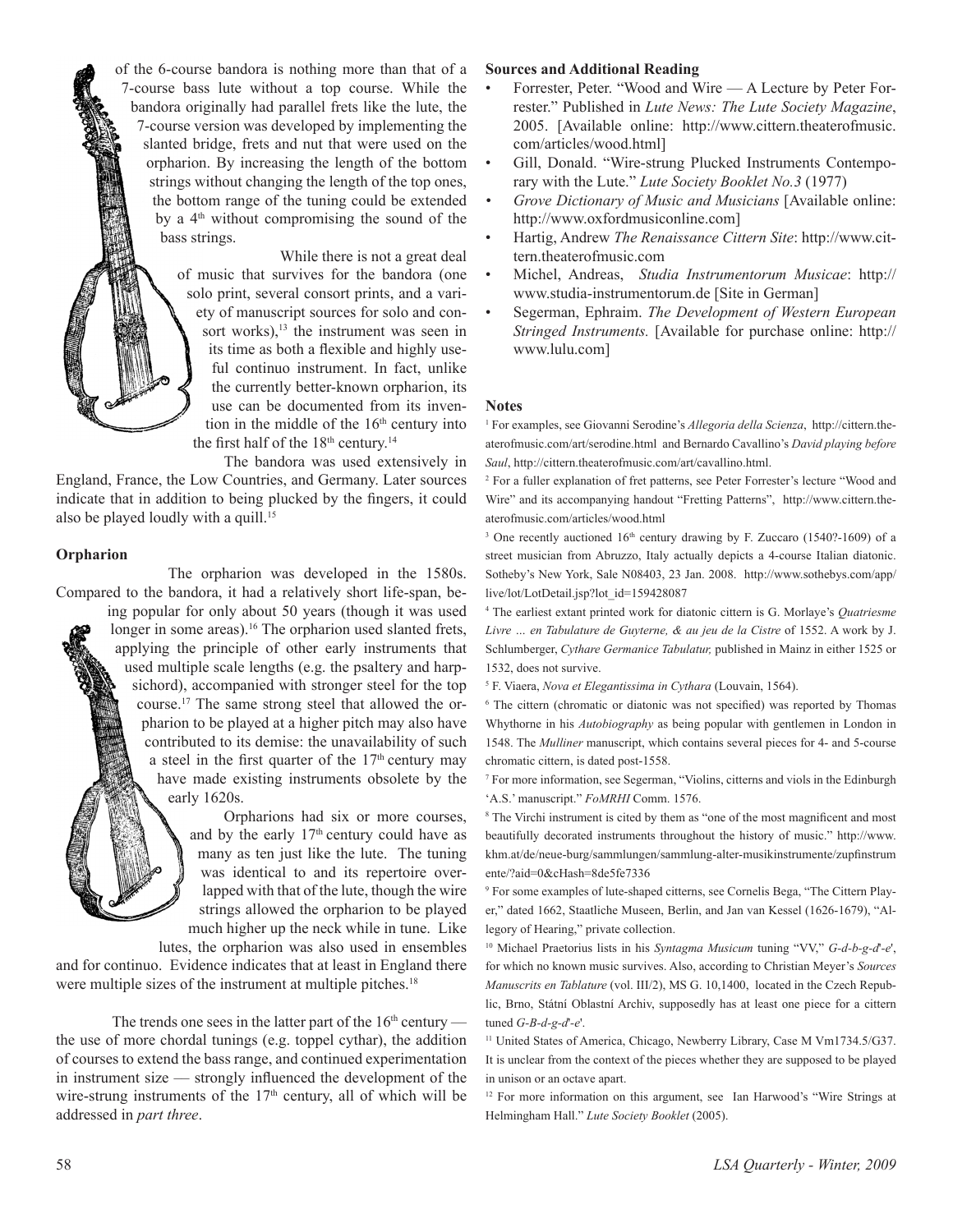of the 6-course bandora is nothing more than that of a 7-course bass lute without a top course. While the bandora originally had parallel frets like the lute, the 7-course version was developed by implementing the slanted bridge, frets and nut that were used on the orpharion. By increasing the length of the bottom strings without changing the length of the top ones, the bottom range of the tuning could be extended by a 4th without compromising the sound of the bass strings.

While there is not a great deal of music that survives for the bandora (one solo print, several consort prints, and a variety of manuscript sources for solo and consort works),[13] the instrument was seen in its time as both a flexible and highly useful continuo instrument. In fact, unlike the currently better-known orpharion, its use can be documented from its invention in the middle of the 16th century into the first half of the 18th century.[14]

The bandora was used extensively in England, France, the Low Countries, and Germany. Later sources indicate that in addition to being plucked by the fingers, it could also be played loudly with a quill.[15]

**Orpharion**

The orpharion was developed in the 1580s. Compared to the bandora, it had a relatively short life-span, being popular for only about 50 years (though it was used longer in some areas).[16] The orpharion used slanted frets, applying the principle of other early instruments that used multiple scale lengths (e.g. the psaltery and harpsichord), accompanied with stronger steel for the top course.[17] The same strong steel that allowed the orpharion to be played at a higher pitch may also have contributed to its demise: the unavailability of such a steel in the first quarter of the 17th century may have made existing instruments obsolete by the early 1620s.

Orpharions had six or more courses, and by the early 17th century could have as many as ten just like the lute. The tuning was identical to and its repertoire overlapped with that of the lute, though the wire strings allowed the orpharion to be played much higher up the neck while in tune. Like lutes, the orpharion was also used in ensembles and for continuo. Evidence indicates that at least in England there were multiple sizes of the instrument at multiple pitches.[18]

The trends one sees in the latter part of the 16th century — the use of more chordal tunings (e.g. toppel cythar), the addition of courses to extend the bass range, and continued experimentation in instrument size — strongly influenced the development of the wire-strung instruments of the 17th century, all of which will be addressed in *part three*.

**Sources and Additional Reading**

- Forrester, Peter. "Wood and Wire — A Lecture by Peter Forrester." Published in *Lute News: The Lute Society Magazine*, 2005. [Available online: http://www.cittern.theaterofmusic.com/articles/wood.html]
- Gill, Donald. "Wire-strung Plucked Instruments Contemporary with the Lute." *Lute Society Booklet No.3* (1977)
- *Grove Dictionary of Music and Musicians* [Available online: http://www.oxfordmusiconline.com]
- Hartig, Andrew *The Renaissance Cittern Site*: http://www.cittern.theaterofmusic.com
- Michel, Andreas, *Studia Instrumentorum Musicae*: http://www.studia-instrumentorum.de [Site in German]
- Segerman, Ephraim. *The Development of Western European Stringed Instruments.* [Available for purchase online: http://www.lulu.com]

**Notes**

[1] For examples, see Giovanni Serodine's *Allegoria della Scienza*, http://cittern.theaterofmusic.com/art/serodine.html and Bernardo Cavallino's *David playing before Saul*, http://cittern.theaterofmusic.com/art/cavallino.html.

[2] For a fuller explanation of fret patterns, see Peter Forrester's lecture "Wood and Wire" and its accompanying handout "Fretting Patterns", http://www.cittern.theaterofmusic.com/articles/wood.html

[3] One recently auctioned 16th century drawing by F. Zuccaro (1540?-1609) of a street musician from Abruzzo, Italy actually depicts a 4-course Italian diatonic. Sotheby's New York, Sale N08403, 23 Jan. 2008. http://www.sothebys.com/app/live/lot/LotDetail.jsp?lot_id=159428087

[4] The earliest extant printed work for diatonic cittern is G. Morlaye's *Quatriesme Livre … en Tabulature de Guyterne, & au jeu de la Cistre* of 1552. A work by J. Schlumberger, *Cythare Germanice Tabulatur,* published in Mainz in either 1525 or 1532, does not survive.

[5] F. Viaera, *Nova et Elegantissima in Cythara* (Louvain, 1564).

[6] The cittern (chromatic or diatonic was not specified) was reported by Thomas Whythorne in his *Autobiography* as being popular with gentlemen in London in 1548. The *Mulliner* manuscript, which contains several pieces for 4- and 5-course chromatic cittern, is dated post-1558.

[7] For more information, see Segerman, "Violins, citterns and viols in the Edinburgh 'A.S.' manuscript." *FoMRHI* Comm. 1576.

[8] The Virchi instrument is cited by them as "one of the most magnificent and most beautifully decorated instruments throughout the history of music." http://www.khm.at/de/neue-burg/sammlungen/sammlung-alter-musikinstrumente/zupfinstrumente/?aid=0&cHash=8de5fe7336

[9] For some examples of lute-shaped citterns, see Cornelis Bega, "The Cittern Player," dated 1662, Staatliche Museen, Berlin, and Jan van Kessel (1626-1679), "Allegory of Hearing," private collection.

[10] Michael Praetorius lists in his *Syntagma Musicum* tuning "VV," *G-d-b-g-d'-e'*, for which no known music survives. Also, according to Christian Meyer's *Sources Manuscrits en Tablature* (vol. III/2), MS G. 10,1400, located in the Czech Republic, Brno, Státní Oblastní Archiv, supposedly has at least one piece for a cittern tuned *G-B-d-g-d'-e'*.

[11] United States of America, Chicago, Newberry Library, Case M Vm1734.5/G37. It is unclear from the context of the pieces whether they are supposed to be played in unison or an octave apart.

[12] For more information on this argument, see Ian Harwood's "Wire Strings at Helmingham Hall." *Lute Society Booklet* (2005).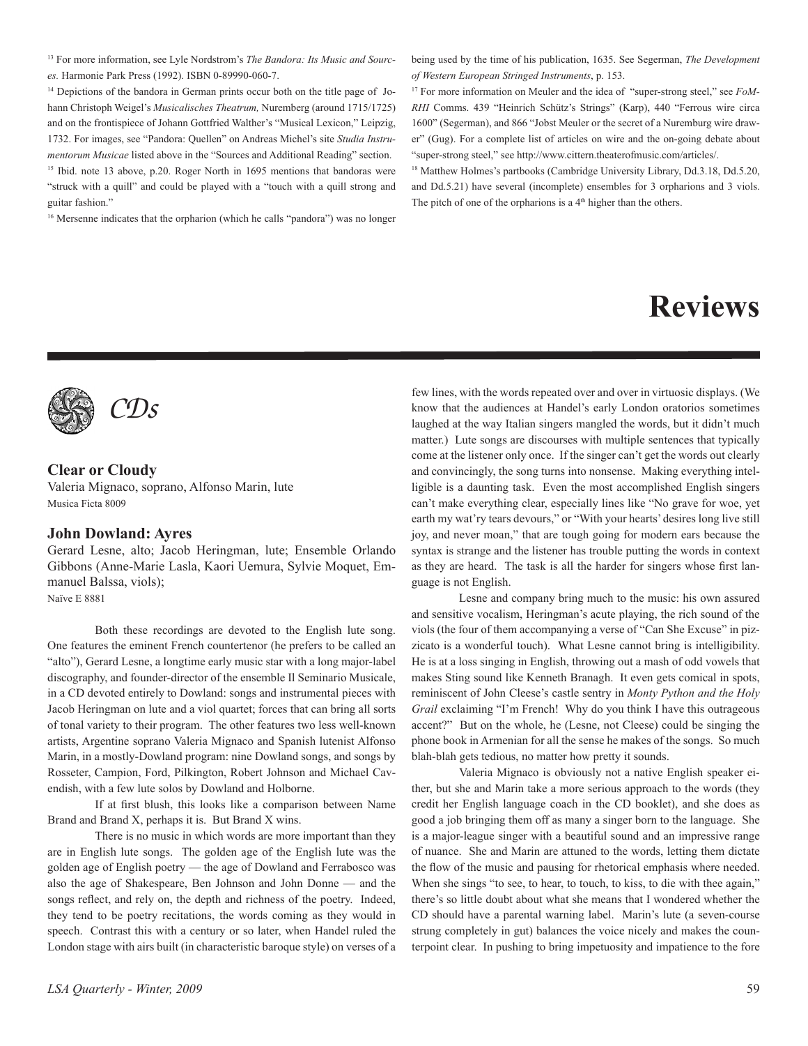[13] For more information, see Lyle Nordstrom's *The Bandora: Its Music and Sources.* Harmonie Park Press (1992). ISBN 0-89990-060-7.

[14] Depictions of the bandora in German prints occur both on the title page of Johann Christoph Weigel's *Musicalisches Theatrum,* Nuremberg (around 1715/1725) and on the frontispiece of Johann Gottfried Walther's "Musical Lexicon," Leipzig, 1732. For images, see "Pandora: Quellen" on Andreas Michel's site *Studia Instrumentorum Musicae* listed above in the "Sources and Additional Reading" section.

[15] Ibid. note 13 above, p.20. Roger North in 1695 mentions that bandoras were "struck with a quill" and could be played with a "touch with a quill strong and guitar fashion."

[16] Mersenne indicates that the orpharion (which he calls "pandora") was no longer being used by the time of his publication, 1635. See Segerman, *The Development of Western European Stringed Instruments*, p. 153.

[17] For more information on Meuler and the idea of "super-strong steel," see *FoMRHI* Comms. 439 "Heinrich Schütz's Strings" (Karp), 440 "Ferrous wire circa 1600" (Segerman), and 866 "Jobst Meuler or the secret of a Nuremburg wire drawer" (Gug). For a complete list of articles on wire and the on-going debate about "super-strong steel," see http://www.cittern.theaterofmusic.com/articles/.

[18] Matthew Holmes's partbooks (Cambridge University Library, Dd.3.18, Dd.5.20, and Dd.5.21) have several (incomplete) ensembles for 3 orpharions and 3 viols. The pitch of one of the orpharions is a 4th higher than the others.

# Reviews

## *CDs*

### Clear or Cloudy

Valeria Mignaco, soprano, Alfonso Marin, lute
Musica Ficta 8009

### John Dowland: Ayres

Gerard Lesne, alto; Jacob Heringman, lute; Ensemble Orlando Gibbons (Anne-Marie Lasla, Kaori Uemura, Sylvie Moquet, Emmanuel Balssa, viols);
Naïve E 8881

Both these recordings are devoted to the English lute song. One features the eminent French countertenor (he prefers to be called an "alto"), Gerard Lesne, a longtime early music star with a long major-label discography, and founder-director of the ensemble Il Seminario Musicale, in a CD devoted entirely to Dowland: songs and instrumental pieces with Jacob Heringman on lute and a viol quartet; forces that can bring all sorts of tonal variety to their program. The other features two less well-known artists, Argentine soprano Valeria Mignaco and Spanish lutenist Alfonso Marin, in a mostly-Dowland program: nine Dowland songs, and songs by Rosseter, Campion, Ford, Pilkington, Robert Johnson and Michael Cavendish, with a few lute solos by Dowland and Holborne.

If at first blush, this looks like a comparison between Name Brand and Brand X, perhaps it is. But Brand X wins.

There is no music in which words are more important than they are in English lute songs. The golden age of the English lute was the golden age of English poetry — the age of Dowland and Ferrabosco was also the age of Shakespeare, Ben Johnson and John Donne — and the songs reflect, and rely on, the depth and richness of the poetry. Indeed, they tend to be poetry recitations, the words coming as they would in speech. Contrast this with a century or so later, when Handel ruled the London stage with airs built (in characteristic baroque style) on verses of a few lines, with the words repeated over and over in virtuosic displays. (We know that the audiences at Handel's early London oratorios sometimes laughed at the way Italian singers mangled the words, but it didn't much matter.) Lute songs are discourses with multiple sentences that typically come at the listener only once. If the singer can't get the words out clearly and convincingly, the song turns into nonsense. Making everything intelligible is a daunting task. Even the most accomplished English singers can't make everything clear, especially lines like "No grave for woe, yet earth my wat'ry tears devours," or "With your hearts' desires long live still joy, and never moan," that are tough going for modern ears because the syntax is strange and the listener has trouble putting the words in context as they are heard. The task is all the harder for singers whose first language is not English.

Lesne and company bring much to the music: his own assured and sensitive vocalism, Heringman's acute playing, the rich sound of the viols (the four of them accompanying a verse of "Can She Excuse" in pizzicato is a wonderful touch). What Lesne cannot bring is intelligibility. He is at a loss singing in English, throwing out a mash of odd vowels that makes Sting sound like Kenneth Branagh. It even gets comical in spots, reminiscent of John Cleese's castle sentry in *Monty Python and the Holy Grail* exclaiming "I'm French! Why do you think I have this outrageous accent?" But on the whole, he (Lesne, not Cleese) could be singing the phone book in Armenian for all the sense he makes of the songs. So much blah-blah gets tedious, no matter how pretty it sounds.

Valeria Mignaco is obviously not a native English speaker either, but she and Marin take a more serious approach to the words (they credit her English language coach in the CD booklet), and she does as good a job bringing them off as many a singer born to the language. She is a major-league singer with a beautiful sound and an impressive range of nuance. She and Marin are attuned to the words, letting them dictate the flow of the music and pausing for rhetorical emphasis where needed. When she sings "to see, to hear, to touch, to kiss, to die with thee again," there's so little doubt about what she means that I wondered whether the CD should have a parental warning label. Marin's lute (a seven-course strung completely in gut) balances the voice nicely and makes the counterpoint clear. In pushing to bring impetuosity and impatience to the fore